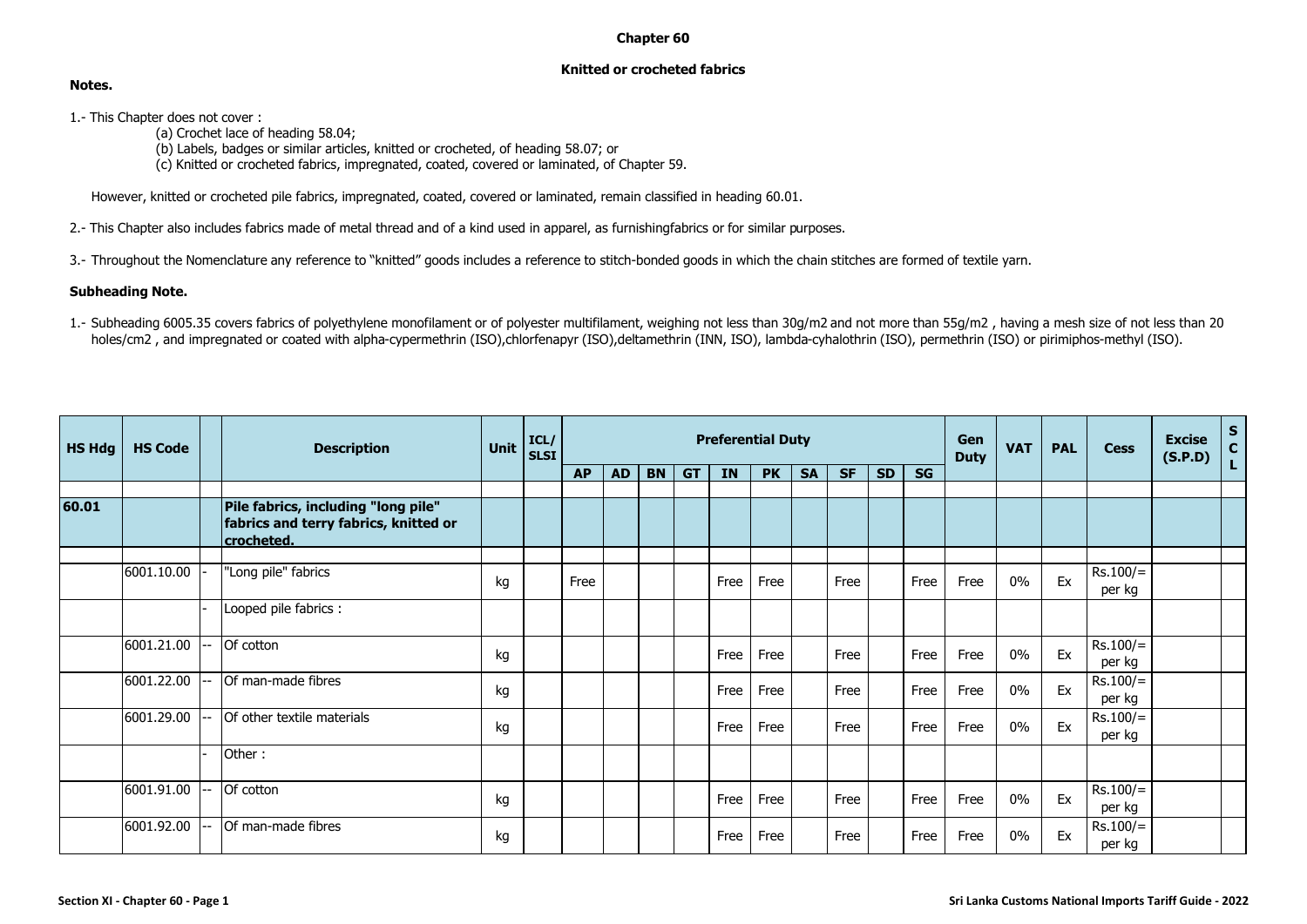# Chapter 60

## Knitted or crocheted fabrics

**Notes.**

1.- This Chapter does not cover :

(a) Crochet lace of heading 58.04;

(b) Labels, badges or similar articles, knitted or crocheted, of heading 58.07; or

(c) Knitted or crocheted fabrics, impregnated, coated, covered or laminated, of Chapter 59.

However, knitted or crocheted pile fabrics, impregnated, coated, covered or laminated, remain classified in heading 60.01.

2.- This Chapter also includes fabrics made of metal thread and of a kind used in apparel, as furnishingfabrics or for similar purposes.

3.- Throughout the Nomenclature any reference to "knitted" goods includes a reference to stitch-bonded goods in which the chain stitches are formed of textile yarn.

**Subheading Note.**

1.- Subheading 6005.35 covers fabrics of polyethylene monofilament or of polyester multifilament, weighing not less than 30g/m2 and not more than 55g/m2 , having a mesh size of not less than 20 holes/cm2 , and impregnated or coated with alpha-cypermethrin (ISO),chlorfenapyr (ISO),deltamethrin (INN, ISO), lambda-cyhalothrin (ISO), permethrin (ISO) or pirimiphos-methyl (ISO).

| HS Hdg | HS Code | | Description | Unit | ICL/ SLSI | Preferential Duty | | | | | | | | | | Gen Duty | VAT | PAL | Cess | Excise (S.P.D) | S C L |
|---|---|---|---|---|---|---|---|---|---|---|---|---|---|---|---|---|---|---|---|---|---|
| | | | | | | AP | AD | BN | GT | IN | PK | SA | SF | SD | SG | | | | | | |
| 60.01 | | | **Pile fabrics, including "long pile" fabrics and terry fabrics, knitted or crocheted.** | | | | | | | | | | | | | | | | | | |
| | 6001.10.00 | - | "Long pile" fabrics | kg | | Free | | | | Free | Free | | Free | | Free | Free | 0% | Ex | Rs.100/= per kg | | |
| | | - | Looped pile fabrics : | | | | | | | | | | | | | | | | | | |
| | 6001.21.00 | -- | Of cotton | kg | | | | | | Free | Free | | Free | | Free | Free | 0% | Ex | Rs.100/= per kg | | |
| | 6001.22.00 | -- | Of man-made fibres | kg | | | | | | Free | Free | | Free | | Free | Free | 0% | Ex | Rs.100/= per kg | | |
| | 6001.29.00 | -- | Of other textile materials | kg | | | | | | Free | Free | | Free | | Free | Free | 0% | Ex | Rs.100/= per kg | | |
| | | - | Other : | | | | | | | | | | | | | | | | | | |
| | 6001.91.00 | -- | Of cotton | kg | | | | | | Free | Free | | Free | | Free | Free | 0% | Ex | Rs.100/= per kg | | |
| | 6001.92.00 | -- | Of man-made fibres | kg | | | | | | Free | Free | | Free | | Free | Free | 0% | Ex | Rs.100/= per kg | | |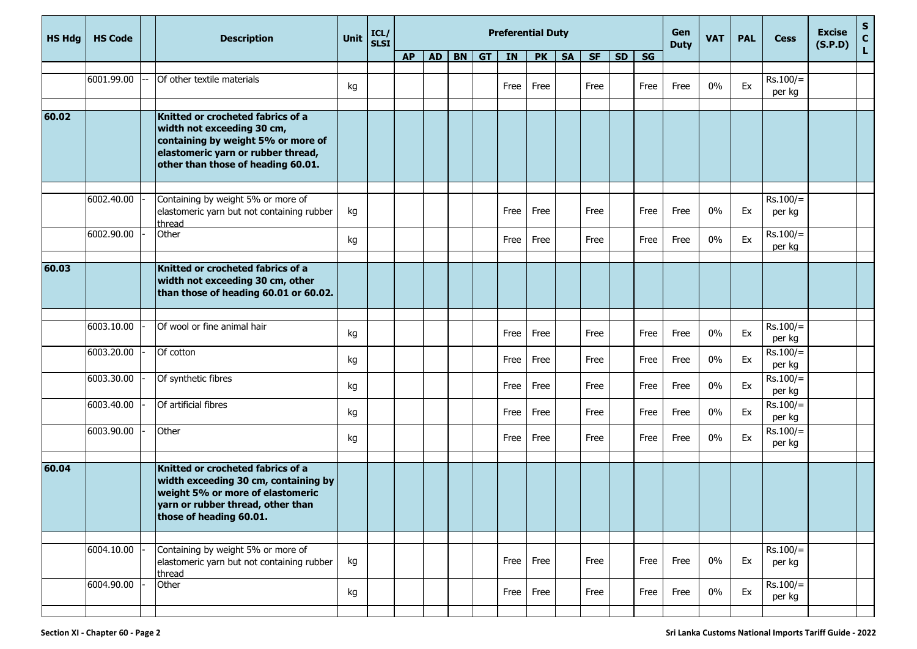| HS Hdg | HS Code | | Description | Unit | ICL/ SLSI | Preferential Duty | | | | | | | | | | Gen Duty | VAT | PAL | Cess | Excise (S.P.D) | S C L |
|---|---|---|---|---|---|---|---|---|---|---|---|---|---|---|---|---|---|---|---|---|---|
| | | | | | | AP | AD | BN | GT | IN | PK | SA | SF | SD | SG | | | | | | |
| | 6001.99.00 | -- | Of other textile materials | kg | | | | | | Free | Free | | Free | | Free | Free | 0% | Ex | Rs.100/= per kg | | |
| **60.02** | | | **Knitted or crocheted fabrics of a width not exceeding 30 cm, containing by weight 5% or more of elastomeric yarn or rubber thread, other than those of heading 60.01.** | | | | | | | | | | | | | | | | | | |
| | 6002.40.00 | - | Containing by weight 5% or more of elastomeric yarn but not containing rubber thread | kg | | | | | | Free | Free | | Free | | Free | Free | 0% | Ex | Rs.100/= per kg | | |
| | 6002.90.00 | - | Other | kg | | | | | | Free | Free | | Free | | Free | Free | 0% | Ex | Rs.100/= per kg | | |
| **60.03** | | | **Knitted or crocheted fabrics of a width not exceeding 30 cm, other than those of heading 60.01 or 60.02.** | | | | | | | | | | | | | | | | | | |
| | 6003.10.00 | - | Of wool or fine animal hair | kg | | | | | | Free | Free | | Free | | Free | Free | 0% | Ex | Rs.100/= per kg | | |
| | 6003.20.00 | - | Of cotton | kg | | | | | | Free | Free | | Free | | Free | Free | 0% | Ex | Rs.100/= per kg | | |
| | 6003.30.00 | - | Of synthetic fibres | kg | | | | | | Free | Free | | Free | | Free | Free | 0% | Ex | Rs.100/= per kg | | |
| | 6003.40.00 | - | Of artificial fibres | kg | | | | | | Free | Free | | Free | | Free | Free | 0% | Ex | Rs.100/= per kg | | |
| | 6003.90.00 | - | Other | kg | | | | | | Free | Free | | Free | | Free | Free | 0% | Ex | Rs.100/= per kg | | |
| **60.04** | | | **Knitted or crocheted fabrics of a width exceeding 30 cm, containing by weight 5% or more of elastomeric yarn or rubber thread, other than those of heading 60.01.** | | | | | | | | | | | | | | | | | | |
| | 6004.10.00 | - | Containing by weight 5% or more of elastomeric yarn but not containing rubber thread | kg | | | | | | Free | Free | | Free | | Free | Free | 0% | Ex | Rs.100/= per kg | | |
| | 6004.90.00 | - | Other | kg | | | | | | Free | Free | | Free | | Free | Free | 0% | Ex | Rs.100/= per kg | | |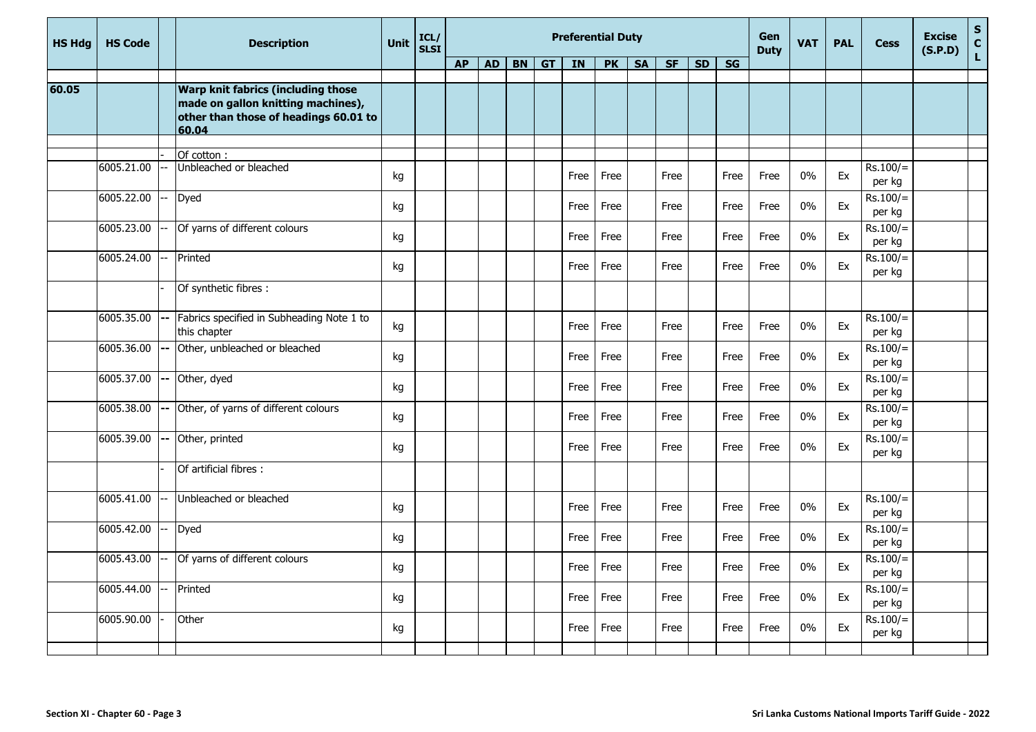| HS Hdg | HS Code | | Description | Unit | ICL/ SLSI | Preferential Duty | | | | | | | | | | Gen Duty | VAT | PAL | Cess | Excise (S.P.D) | S C L |
|---|---|---|---|---|---|---|---|---|---|---|---|---|---|---|---|---|---|---|---|---|---|
| | | | | | | AP | AD | BN | GT | IN | PK | SA | SF | SD | SG | | | | | | |
| 60.05 | | | **Warp knit fabrics (including those made on gallon knitting machines), other than those of headings 60.01 to 60.04** | | | | | | | | | | | | | | | | | | |
| | | - | Of cotton : | | | | | | | | | | | | | | | | | | |
| | 6005.21.00 | -- | Unbleached or bleached | kg | | | | | | Free | Free | | Free | | Free | Free | 0% | Ex | Rs.100/= per kg | | |
| | 6005.22.00 | -- | Dyed | kg | | | | | | Free | Free | | Free | | Free | Free | 0% | Ex | Rs.100/= per kg | | |
| | 6005.23.00 | -- | Of yarns of different colours | kg | | | | | | Free | Free | | Free | | Free | Free | 0% | Ex | Rs.100/= per kg | | |
| | 6005.24.00 | -- | Printed | kg | | | | | | Free | Free | | Free | | Free | Free | 0% | Ex | Rs.100/= per kg | | |
| | | - | Of synthetic fibres : | | | | | | | | | | | | | | | | | | |
| | 6005.35.00 | -- | Fabrics specified in Subheading Note 1 to this chapter | kg | | | | | | Free | Free | | Free | | Free | Free | 0% | Ex | Rs.100/= per kg | | |
| | 6005.36.00 | -- | Other, unbleached or bleached | kg | | | | | | Free | Free | | Free | | Free | Free | 0% | Ex | Rs.100/= per kg | | |
| | 6005.37.00 | -- | Other, dyed | kg | | | | | | Free | Free | | Free | | Free | Free | 0% | Ex | Rs.100/= per kg | | |
| | 6005.38.00 | -- | Other, of yarns of different colours | kg | | | | | | Free | Free | | Free | | Free | Free | 0% | Ex | Rs.100/= per kg | | |
| | 6005.39.00 | -- | Other, printed | kg | | | | | | Free | Free | | Free | | Free | Free | 0% | Ex | Rs.100/= per kg | | |
| | | - | Of artificial fibres : | | | | | | | | | | | | | | | | | | |
| | 6005.41.00 | -- | Unbleached or bleached | kg | | | | | | Free | Free | | Free | | Free | Free | 0% | Ex | Rs.100/= per kg | | |
| | 6005.42.00 | -- | Dyed | kg | | | | | | Free | Free | | Free | | Free | Free | 0% | Ex | Rs.100/= per kg | | |
| | 6005.43.00 | -- | Of yarns of different colours | kg | | | | | | Free | Free | | Free | | Free | Free | 0% | Ex | Rs.100/= per kg | | |
| | 6005.44.00 | -- | Printed | kg | | | | | | Free | Free | | Free | | Free | Free | 0% | Ex | Rs.100/= per kg | | |
| | 6005.90.00 | - | Other | kg | | | | | | Free | Free | | Free | | Free | Free | 0% | Ex | Rs.100/= per kg | | |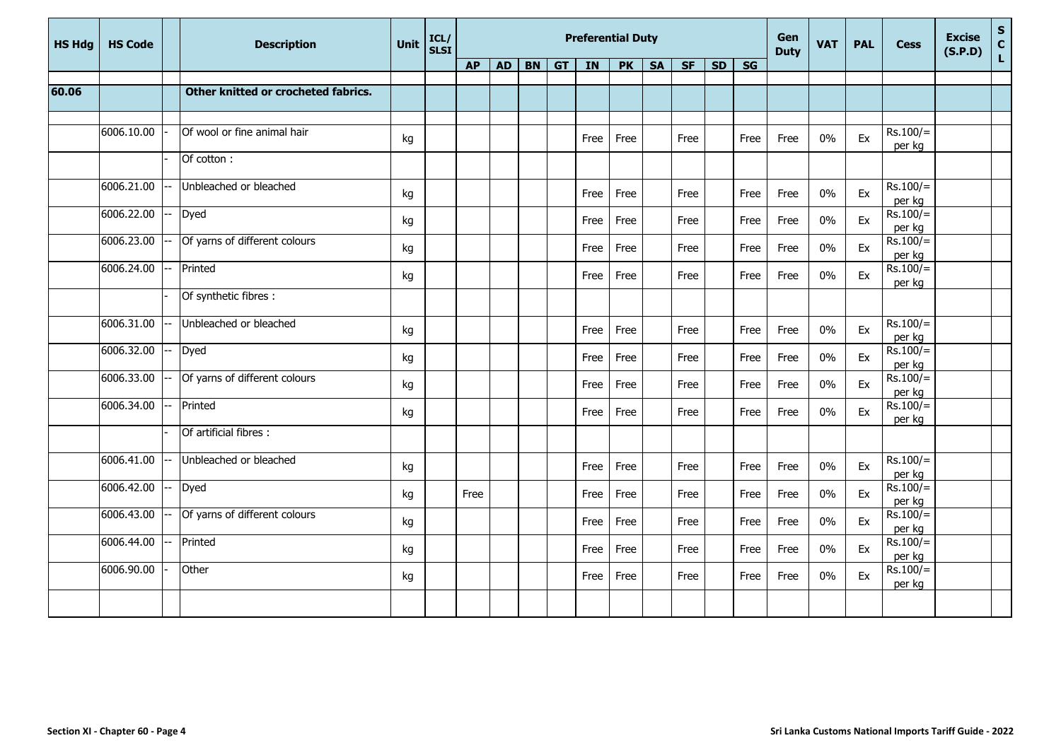| HS Hdg | HS Code | | Description | Unit | ICL/ SLSI | Preferential Duty | | | | | | | | | | Gen Duty | VAT | PAL | Cess | Excise (S.P.D) | S C L |
|---|---|---|---|---|---|---|---|---|---|---|---|---|---|---|---|---|---|---|---|---|---|
| | | | | | | AP | AD | BN | GT | IN | PK | SA | SF | SD | SG | | | | | | |
| 60.06 | | | **Other knitted or crocheted fabrics.** | | | | | | | | | | | | | | | | | | |
| | 6006.10.00 | - | Of wool or fine animal hair | kg | | | | | | Free | Free | | Free | | Free | Free | 0% | Ex | Rs.100/= per kg | | |
| | | - | Of cotton : | | | | | | | | | | | | | | | | | | |
| | 6006.21.00 | -- | Unbleached or bleached | kg | | | | | | Free | Free | | Free | | Free | Free | 0% | Ex | Rs.100/= per kg | | |
| | 6006.22.00 | -- | Dyed | kg | | | | | | Free | Free | | Free | | Free | Free | 0% | Ex | Rs.100/= per kg | | |
| | 6006.23.00 | -- | Of yarns of different colours | kg | | | | | | Free | Free | | Free | | Free | Free | 0% | Ex | Rs.100/= per kg | | |
| | 6006.24.00 | -- | Printed | kg | | | | | | Free | Free | | Free | | Free | Free | 0% | Ex | Rs.100/= per kg | | |
| | | - | Of synthetic fibres : | | | | | | | | | | | | | | | | | | |
| | 6006.31.00 | -- | Unbleached or bleached | kg | | | | | | Free | Free | | Free | | Free | Free | 0% | Ex | Rs.100/= per kg | | |
| | 6006.32.00 | -- | Dyed | kg | | | | | | Free | Free | | Free | | Free | Free | 0% | Ex | Rs.100/= per kg | | |
| | 6006.33.00 | -- | Of yarns of different colours | kg | | | | | | Free | Free | | Free | | Free | Free | 0% | Ex | Rs.100/= per kg | | |
| | 6006.34.00 | -- | Printed | kg | | | | | | Free | Free | | Free | | Free | Free | 0% | Ex | Rs.100/= per kg | | |
| | | - | Of artificial fibres : | | | | | | | | | | | | | | | | | | |
| | 6006.41.00 | -- | Unbleached or bleached | kg | | | | | | Free | Free | | Free | | Free | Free | 0% | Ex | Rs.100/= per kg | | |
| | 6006.42.00 | -- | Dyed | kg | | Free | | | | Free | Free | | Free | | Free | Free | 0% | Ex | Rs.100/= per kg | | |
| | 6006.43.00 | -- | Of yarns of different colours | kg | | | | | | Free | Free | | Free | | Free | Free | 0% | Ex | Rs.100/= per kg | | |
| | 6006.44.00 | -- | Printed | kg | | | | | | Free | Free | | Free | | Free | Free | 0% | Ex | Rs.100/= per kg | | |
| | 6006.90.00 | - | Other | kg | | | | | | Free | Free | | Free | | Free | Free | 0% | Ex | Rs.100/= per kg | | |